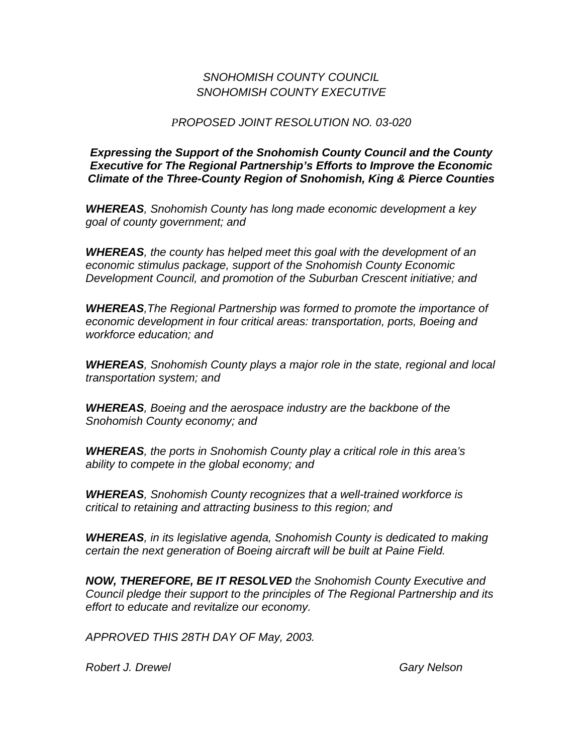*SNOHOMISH COUNTY COUNCIL*
*SNOHOMISH COUNTY EXECUTIVE*

*PROPOSED JOINT RESOLUTION NO. 03-020*

***Expressing the Support of the Snohomish County Council and the County Executive for The Regional Partnership's Efforts to Improve the Economic Climate of the Three-County Region of Snohomish, King & Pierce Counties***

***WHEREAS**, Snohomish County has long made economic development a key goal of county government; and*

***WHEREAS**, the county has helped meet this goal with the development of an economic stimulus package, support of the Snohomish County Economic Development Council, and promotion of the Suburban Crescent initiative; and*

***WHEREAS**,The Regional Partnership was formed to promote the importance of economic development in four critical areas: transportation, ports, Boeing and workforce education; and*

***WHEREAS**, Snohomish County plays a major role in the state, regional and local transportation system; and*

***WHEREAS**, Boeing and the aerospace industry are the backbone of the Snohomish County economy; and*

***WHEREAS**, the ports in Snohomish County play a critical role in this area's ability to compete in the global economy; and*

***WHEREAS**, Snohomish County recognizes that a well-trained workforce is critical to retaining and attracting business to this region; and*

***WHEREAS**, in its legislative agenda, Snohomish County is dedicated to making certain the next generation of Boeing aircraft will be built at Paine Field.*

***NOW, THEREFORE, BE IT RESOLVED** the Snohomish County Executive and Council pledge their support to the principles of The Regional Partnership and its effort to educate and revitalize our economy.*

*APPROVED THIS 28TH DAY OF May, 2003.*

*Robert J. Drewel* *Gary Nelson*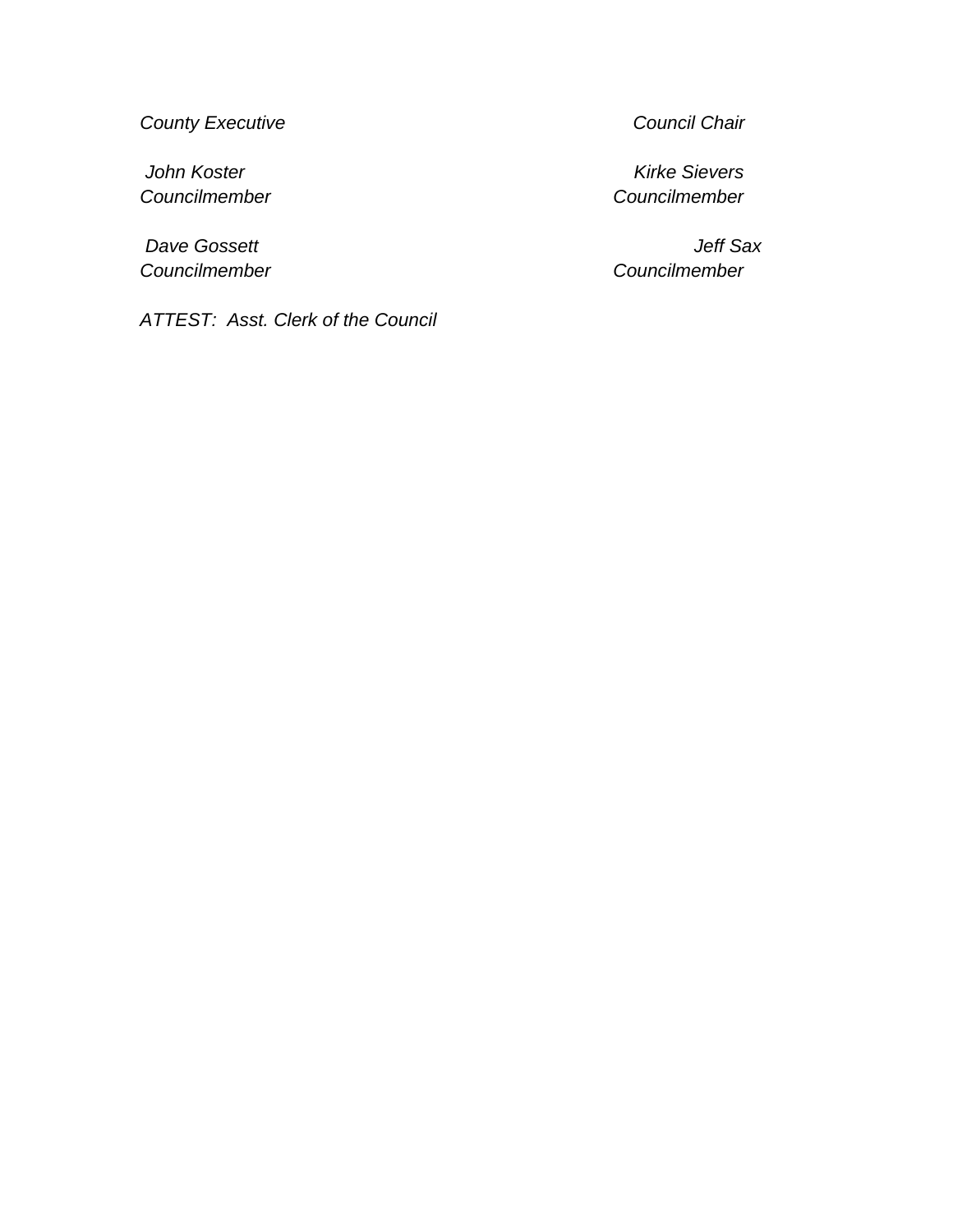| | |
|---|---|
| *County Executive* | *Council Chair* |
| *John Koster* | *Kirke Sievers* |
| *Councilmember* | *Councilmember* |
| *Dave Gossett* | *Jeff Sax* |
| *Councilmember* | *Councilmember* |

*ATTEST: Asst. Clerk of the Council*